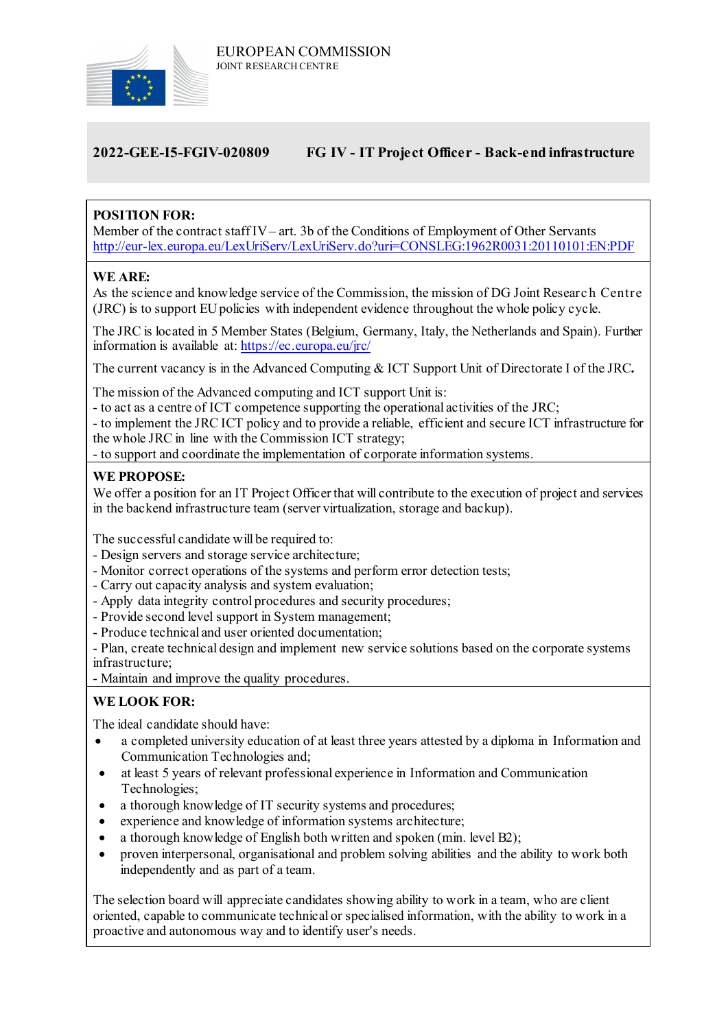EUROPEAN COMMISSION
JOINT RESEARCH CENTRE

## 2022-GEE-I5-FGIV-020809 FG IV - IT Project Officer - Back-end infrastructure

**POSITION FOR:**
Member of the contract staff IV – art. 3b of the Conditions of Employment of Other Servants
http://eur-lex.europa.eu/LexUriServ/LexUriServ.do?uri=CONSLEG:1962R0031:20110101:EN:PDF

**WE ARE:**
As the science and knowledge service of the Commission, the mission of DG Joint Research Centre (JRC) is to support EU policies with independent evidence throughout the whole policy cycle.

The JRC is located in 5 Member States (Belgium, Germany, Italy, the Netherlands and Spain). Further information is available at: https://ec.europa.eu/jrc/

The current vacancy is in the Advanced Computing & ICT Support Unit of Directorate I of the JRC**.**

The mission of the Advanced computing and ICT support Unit is:
- to act as a centre of ICT competence supporting the operational activities of the JRC;
- to implement the JRC ICT policy and to provide a reliable, efficient and secure ICT infrastructure for the whole JRC in line with the Commission ICT strategy;
- to support and coordinate the implementation of corporate information systems.

**WE PROPOSE:**
We offer a position for an IT Project Officer that will contribute to the execution of project and services in the backend infrastructure team (server virtualization, storage and backup).

The successful candidate will be required to:
- Design servers and storage service architecture;
- Monitor correct operations of the systems and perform error detection tests;
- Carry out capacity analysis and system evaluation;
- Apply data integrity control procedures and security procedures;
- Provide second level support in System management;
- Produce technical and user oriented documentation;
- Plan, create technical design and implement new service solutions based on the corporate systems infrastructure;
- Maintain and improve the quality procedures.

**WE LOOK FOR:**

The ideal candidate should have:

- a completed university education of at least three years attested by a diploma in Information and Communication Technologies and;
- at least 5 years of relevant professional experience in Information and Communication Technologies;
- a thorough knowledge of IT security systems and procedures;
- experience and knowledge of information systems architecture;
- a thorough knowledge of English both written and spoken (min. level B2);
- proven interpersonal, organisational and problem solving abilities and the ability to work both independently and as part of a team.

The selection board will appreciate candidates showing ability to work in a team, who are client oriented, capable to communicate technical or specialised information, with the ability to work in a proactive and autonomous way and to identify user's needs.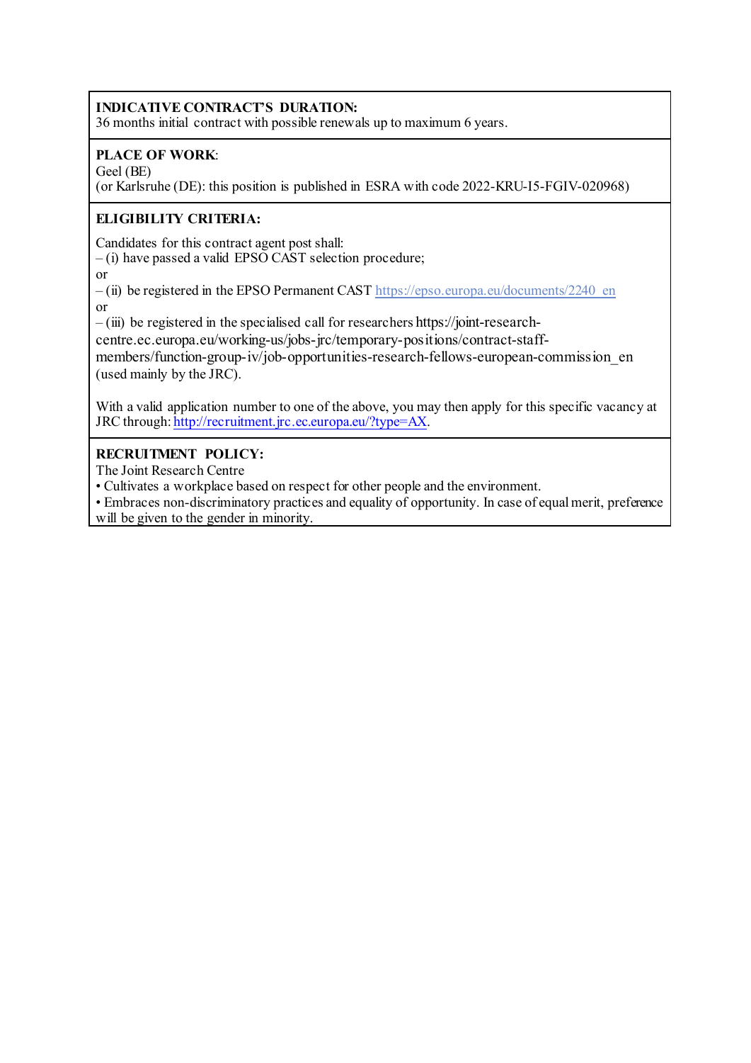**INDICATIVE CONTRACT'S DURATION:**
36 months initial contract with possible renewals up to maximum 6 years.

**PLACE OF WORK**:
Geel (BE)
(or Karlsruhe (DE): this position is published in ESRA with code 2022-KRU-I5-FGIV-020968)

**ELIGIBILITY CRITERIA:**

Candidates for this contract agent post shall:
– (i) have passed a valid EPSO CAST selection procedure;
or
– (ii) be registered in the EPSO Permanent CAST https://epso.europa.eu/documents/2240_en
or
– (iii) be registered in the specialised call for researchers https://joint-research-centre.ec.europa.eu/working-us/jobs-jrc/temporary-positions/contract-staff-members/function-group-iv/job-opportunities-research-fellows-european-commission_en (used mainly by the JRC).

With a valid application number to one of the above, you may then apply for this specific vacancy at JRC through: http://recruitment.jrc.ec.europa.eu/?type=AX.

**RECRUITMENT POLICY:**
The Joint Research Centre
• Cultivates a workplace based on respect for other people and the environment.
• Embraces non-discriminatory practices and equality of opportunity. In case of equal merit, preference will be given to the gender in minority.